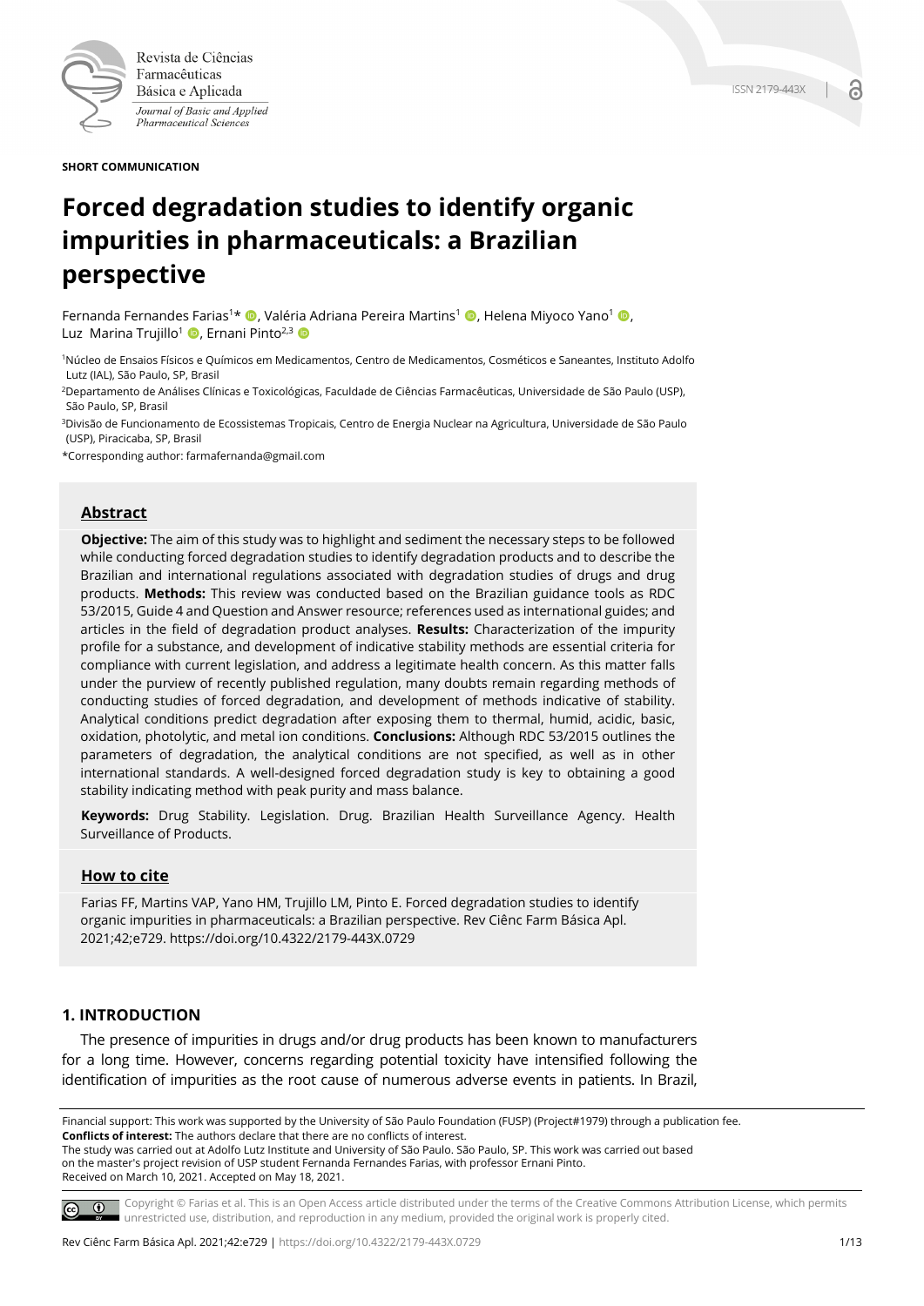**SHORT COMMUNICATION**

# Forced degradation studies to identify organic impurities in pharmaceuticals: a Brazilian perspective

Fernanda Fernandes Farias[1]*, Valéria Adriana Pereira Martins[1], Helena Miyoco Yano[1], Luz Marina Trujillo[1], Ernani Pinto[2,3]

[1]Núcleo de Ensaios Físicos e Químicos em Medicamentos, Centro de Medicamentos, Cosméticos e Saneantes, Instituto Adolfo Lutz (IAL), São Paulo, SP, Brasil

[2]Departamento de Análises Clínicas e Toxicológicas, Faculdade de Ciências Farmacêuticas, Universidade de São Paulo (USP), São Paulo, SP, Brasil

[3]Divisão de Funcionamento de Ecossistemas Tropicais, Centro de Energia Nuclear na Agricultura, Universidade de São Paulo (USP), Piracicaba, SP, Brasil

*Corresponding author: farmafernanda@gmail.com

## Abstract

**Objective:** The aim of this study was to highlight and sediment the necessary steps to be followed while conducting forced degradation studies to identify degradation products and to describe the Brazilian and international regulations associated with degradation studies of drugs and drug products. **Methods:** This review was conducted based on the Brazilian guidance tools as RDC 53/2015, Guide 4 and Question and Answer resource; references used as international guides; and articles in the field of degradation product analyses. **Results:** Characterization of the impurity profile for a substance, and development of indicative stability methods are essential criteria for compliance with current legislation, and address a legitimate health concern. As this matter falls under the purview of recently published regulation, many doubts remain regarding methods of conducting studies of forced degradation, and development of methods indicative of stability. Analytical conditions predict degradation after exposing them to thermal, humid, acidic, basic, oxidation, photolytic, and metal ion conditions. **Conclusions:** Although RDC 53/2015 outlines the parameters of degradation, the analytical conditions are not specified, as well as in other international standards. A well-designed forced degradation study is key to obtaining a good stability indicating method with peak purity and mass balance.

**Keywords:** Drug Stability. Legislation. Drug. Brazilian Health Surveillance Agency. Health Surveillance of Products.

## How to cite

Farias FF, Martins VAP, Yano HM, Trujillo LM, Pinto E. Forced degradation studies to identify organic impurities in pharmaceuticals: a Brazilian perspective. Rev Ciênc Farm Básica Apl. 2021;42;e729. https://doi.org/10.4322/2179-443X.0729

## 1. INTRODUCTION

The presence of impurities in drugs and/or drug products has been known to manufacturers for a long time. However, concerns regarding potential toxicity have intensified following the identification of impurities as the root cause of numerous adverse events in patients. In Brazil,

Financial support: This work was supported by the University of São Paulo Foundation (FUSP) (Project#1979) through a publication fee.
**Conflicts of interest:** The authors declare that there are no conflicts of interest.
The study was carried out at Adolfo Lutz Institute and University of São Paulo. São Paulo, SP. This work was carried out based on the master's project revision of USP student Fernanda Fernandes Farias, with professor Ernani Pinto.
Received on March 10, 2021. Accepted on May 18, 2021.

Copyright © Farias et al. This is an Open Access article distributed under the terms of the Creative Commons Attribution License, which permits unrestricted use, distribution, and reproduction in any medium, provided the original work is properly cited.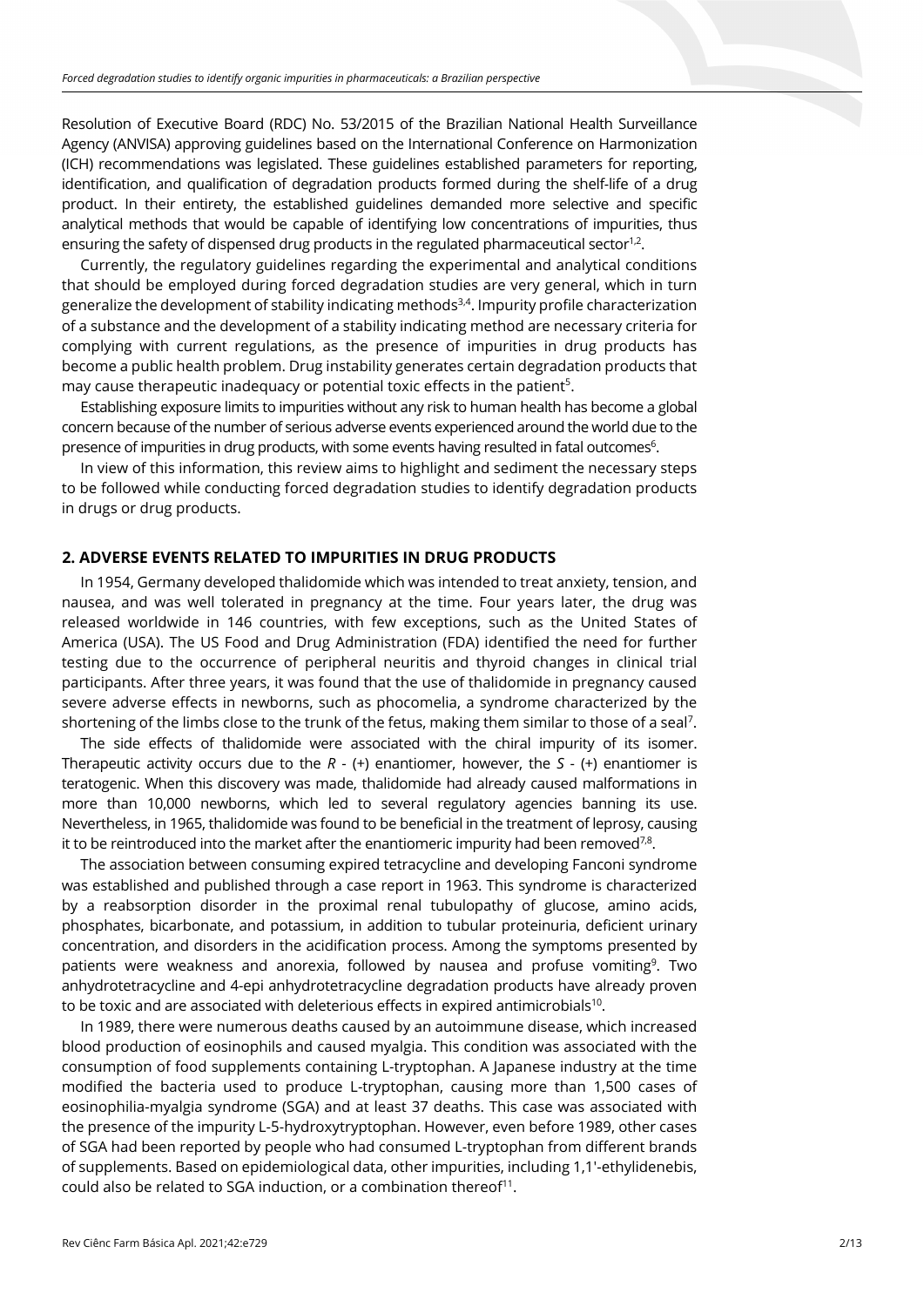Resolution of Executive Board (RDC) No. 53/2015 of the Brazilian National Health Surveillance Agency (ANVISA) approving guidelines based on the International Conference on Harmonization (ICH) recommendations was legislated. These guidelines established parameters for reporting, identification, and qualification of degradation products formed during the shelf-life of a drug product. In their entirety, the established guidelines demanded more selective and specific analytical methods that would be capable of identifying low concentrations of impurities, thus ensuring the safety of dispensed drug products in the regulated pharmaceutical sector[1,2].

Currently, the regulatory guidelines regarding the experimental and analytical conditions that should be employed during forced degradation studies are very general, which in turn generalize the development of stability indicating methods[3,4]. Impurity profile characterization of a substance and the development of a stability indicating method are necessary criteria for complying with current regulations, as the presence of impurities in drug products has become a public health problem. Drug instability generates certain degradation products that may cause therapeutic inadequacy or potential toxic effects in the patient[5].

Establishing exposure limits to impurities without any risk to human health has become a global concern because of the number of serious adverse events experienced around the world due to the presence of impurities in drug products, with some events having resulted in fatal outcomes[6].

In view of this information, this review aims to highlight and sediment the necessary steps to be followed while conducting forced degradation studies to identify degradation products in drugs or drug products.

## 2. ADVERSE EVENTS RELATED TO IMPURITIES IN DRUG PRODUCTS

In 1954, Germany developed thalidomide which was intended to treat anxiety, tension, and nausea, and was well tolerated in pregnancy at the time. Four years later, the drug was released worldwide in 146 countries, with few exceptions, such as the United States of America (USA). The US Food and Drug Administration (FDA) identified the need for further testing due to the occurrence of peripheral neuritis and thyroid changes in clinical trial participants. After three years, it was found that the use of thalidomide in pregnancy caused severe adverse effects in newborns, such as phocomelia, a syndrome characterized by the shortening of the limbs close to the trunk of the fetus, making them similar to those of a seal[7].

The side effects of thalidomide were associated with the chiral impurity of its isomer. Therapeutic activity occurs due to the *R* - (+) enantiomer, however, the *S* - (+) enantiomer is teratogenic. When this discovery was made, thalidomide had already caused malformations in more than 10,000 newborns, which led to several regulatory agencies banning its use. Nevertheless, in 1965, thalidomide was found to be beneficial in the treatment of leprosy, causing it to be reintroduced into the market after the enantiomeric impurity had been removed[7,8].

The association between consuming expired tetracycline and developing Fanconi syndrome was established and published through a case report in 1963. This syndrome is characterized by a reabsorption disorder in the proximal renal tubulopathy of glucose, amino acids, phosphates, bicarbonate, and potassium, in addition to tubular proteinuria, deficient urinary concentration, and disorders in the acidification process. Among the symptoms presented by patients were weakness and anorexia, followed by nausea and profuse vomiting[9]. Two anhydrotetracycline and 4-epi anhydrotetracycline degradation products have already proven to be toxic and are associated with deleterious effects in expired antimicrobials[10].

In 1989, there were numerous deaths caused by an autoimmune disease, which increased blood production of eosinophils and caused myalgia. This condition was associated with the consumption of food supplements containing L-tryptophan. A Japanese industry at the time modified the bacteria used to produce L-tryptophan, causing more than 1,500 cases of eosinophilia-myalgia syndrome (SGA) and at least 37 deaths. This case was associated with the presence of the impurity L-5-hydroxytryptophan. However, even before 1989, other cases of SGA had been reported by people who had consumed L-tryptophan from different brands of supplements. Based on epidemiological data, other impurities, including 1,1'-ethylidenebis, could also be related to SGA induction, or a combination thereof[11].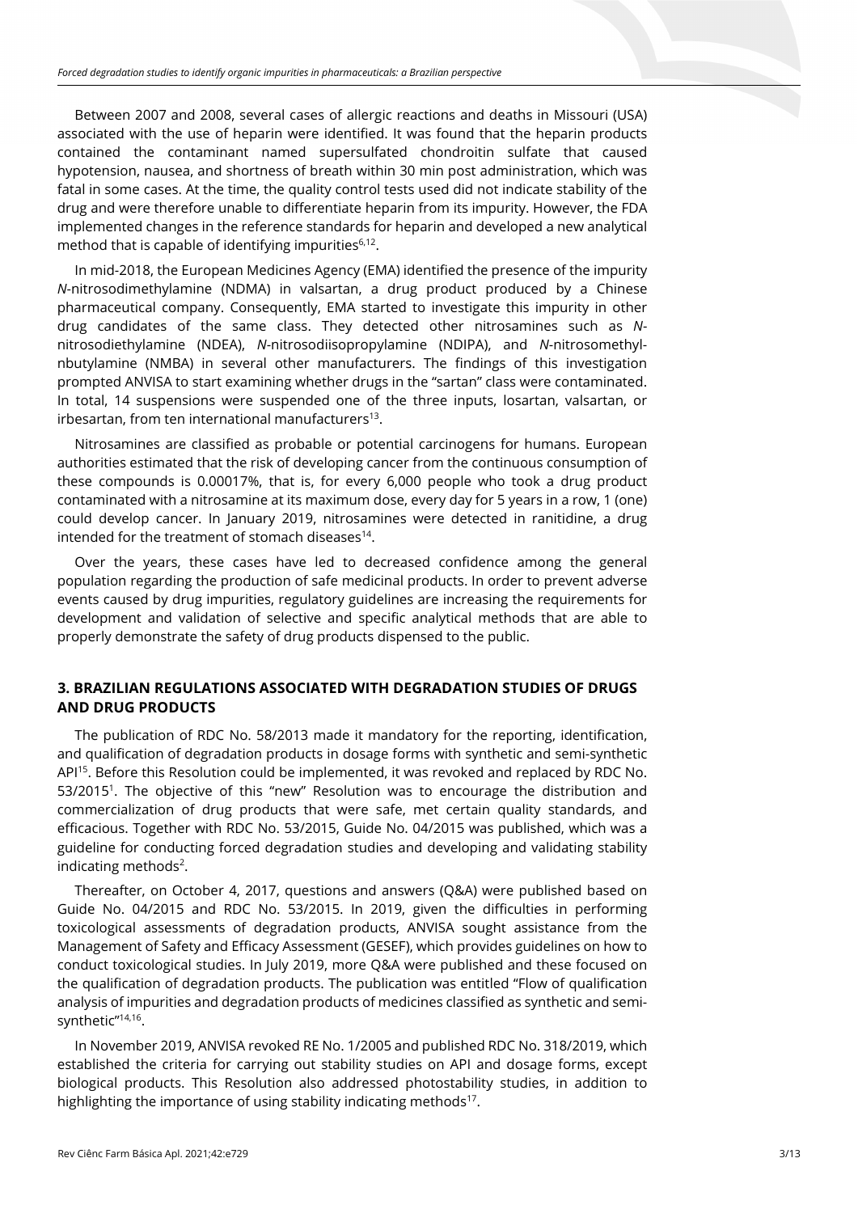Between 2007 and 2008, several cases of allergic reactions and deaths in Missouri (USA) associated with the use of heparin were identified. It was found that the heparin products contained the contaminant named supersulfated chondroitin sulfate that caused hypotension, nausea, and shortness of breath within 30 min post administration, which was fatal in some cases. At the time, the quality control tests used did not indicate stability of the drug and were therefore unable to differentiate heparin from its impurity. However, the FDA implemented changes in the reference standards for heparin and developed a new analytical method that is capable of identifying impurities[6,12].

In mid-2018, the European Medicines Agency (EMA) identified the presence of the impurity *N*-nitrosodimethylamine (NDMA) in valsartan, a drug product produced by a Chinese pharmaceutical company. Consequently, EMA started to investigate this impurity in other drug candidates of the same class. They detected other nitrosamines such as *N*-nitrosodiethylamine (NDEA), *N*-nitrosodiisopropylamine (NDIPA), and *N*-nitrosomethyl-nbutylamine (NMBA) in several other manufacturers. The findings of this investigation prompted ANVISA to start examining whether drugs in the "sartan" class were contaminated. In total, 14 suspensions were suspended one of the three inputs, losartan, valsartan, or irbesartan, from ten international manufacturers[13].

Nitrosamines are classified as probable or potential carcinogens for humans. European authorities estimated that the risk of developing cancer from the continuous consumption of these compounds is 0.00017%, that is, for every 6,000 people who took a drug product contaminated with a nitrosamine at its maximum dose, every day for 5 years in a row, 1 (one) could develop cancer. In January 2019, nitrosamines were detected in ranitidine, a drug intended for the treatment of stomach diseases[14].

Over the years, these cases have led to decreased confidence among the general population regarding the production of safe medicinal products. In order to prevent adverse events caused by drug impurities, regulatory guidelines are increasing the requirements for development and validation of selective and specific analytical methods that are able to properly demonstrate the safety of drug products dispensed to the public.

## 3. BRAZILIAN REGULATIONS ASSOCIATED WITH DEGRADATION STUDIES OF DRUGS AND DRUG PRODUCTS

The publication of RDC No. 58/2013 made it mandatory for the reporting, identification, and qualification of degradation products in dosage forms with synthetic and semi-synthetic API[15]. Before this Resolution could be implemented, it was revoked and replaced by RDC No. 53/2015[1]. The objective of this "new" Resolution was to encourage the distribution and commercialization of drug products that were safe, met certain quality standards, and efficacious. Together with RDC No. 53/2015, Guide No. 04/2015 was published, which was a guideline for conducting forced degradation studies and developing and validating stability indicating methods[2].

Thereafter, on October 4, 2017, questions and answers (Q&A) were published based on Guide No. 04/2015 and RDC No. 53/2015. In 2019, given the difficulties in performing toxicological assessments of degradation products, ANVISA sought assistance from the Management of Safety and Efficacy Assessment (GESEF), which provides guidelines on how to conduct toxicological studies. In July 2019, more Q&A were published and these focused on the qualification of degradation products. The publication was entitled "Flow of qualification analysis of impurities and degradation products of medicines classified as synthetic and semi-synthetic"[14,16].

In November 2019, ANVISA revoked RE No. 1/2005 and published RDC No. 318/2019, which established the criteria for carrying out stability studies on API and dosage forms, except biological products. This Resolution also addressed photostability studies, in addition to highlighting the importance of using stability indicating methods[17].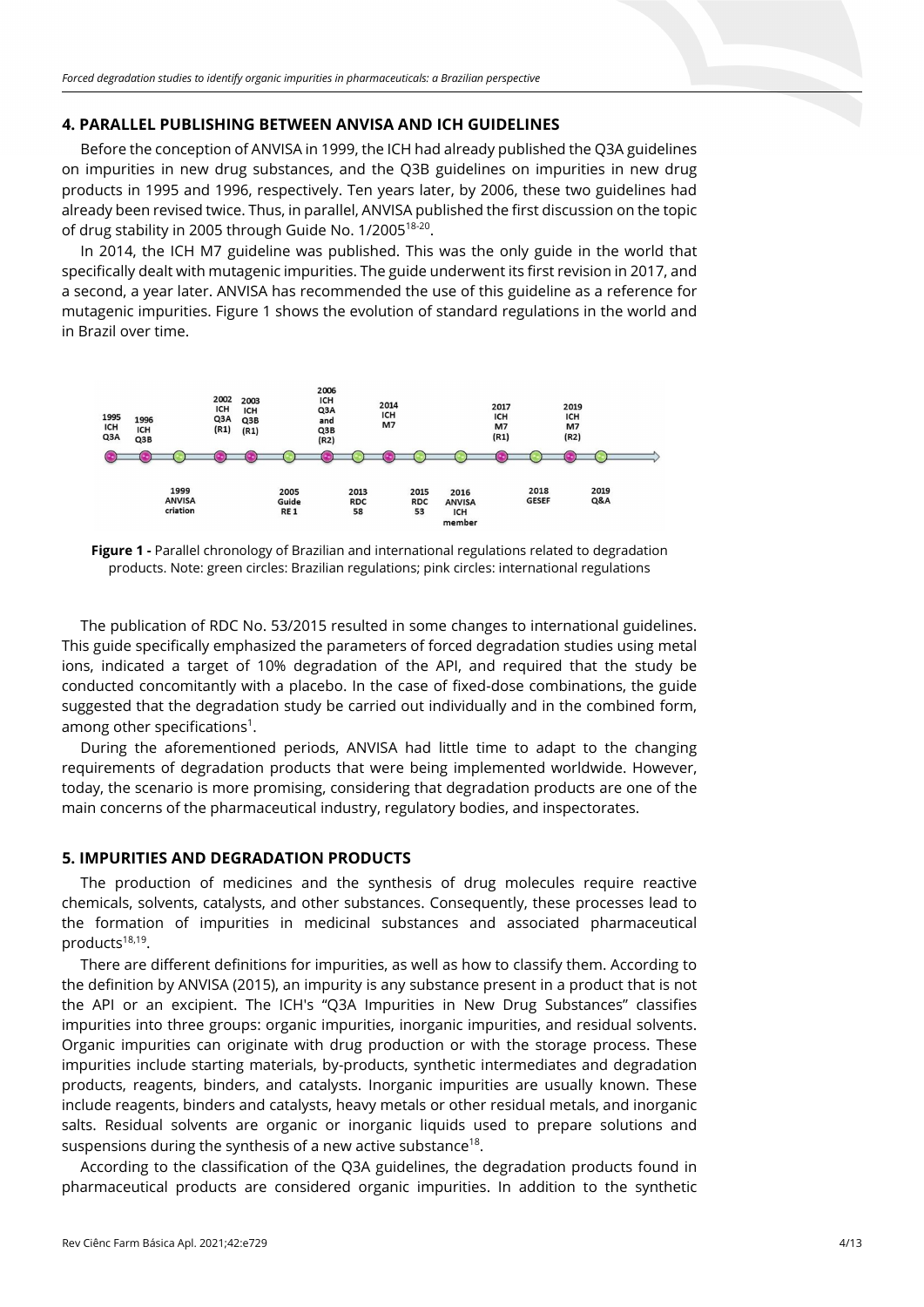## 4. PARALLEL PUBLISHING BETWEEN ANVISA AND ICH GUIDELINES

Before the conception of ANVISA in 1999, the ICH had already published the Q3A guidelines on impurities in new drug substances, and the Q3B guidelines on impurities in new drug products in 1995 and 1996, respectively. Ten years later, by 2006, these two guidelines had already been revised twice. Thus, in parallel, ANVISA published the first discussion on the topic of drug stability in 2005 through Guide No. 1/2005[18-20].

In 2014, the ICH M7 guideline was published. This was the only guide in the world that specifically dealt with mutagenic impurities. The guide underwent its first revision in 2017, and a second, a year later. ANVISA has recommended the use of this guideline as a reference for mutagenic impurities. Figure 1 shows the evolution of standard regulations in the world and in Brazil over time.

1995 ICH Q3A · 1996 ICH Q3B · 1999 ANVISA criation · 2002 ICH Q3A (R1) · 2003 ICH Q3B (R1) · 2005 Guide RE 1 · 2006 ICH Q3A and Q3B (R2) · 2013 RDC 58 · 2014 ICH M7 · 2015 RDC 53 · 2016 ANVISA ICH member · 2017 ICH M7 (R1) · 2018 GESEF · 2019 ICH M7 (R2) · 2019 Q&A

**Figure 1 -** Parallel chronology of Brazilian and international regulations related to degradation products. Note: green circles: Brazilian regulations; pink circles: international regulations

The publication of RDC No. 53/2015 resulted in some changes to international guidelines. This guide specifically emphasized the parameters of forced degradation studies using metal ions, indicated a target of 10% degradation of the API, and required that the study be conducted concomitantly with a placebo. In the case of fixed-dose combinations, the guide suggested that the degradation study be carried out individually and in the combined form, among other specifications[1].

During the aforementioned periods, ANVISA had little time to adapt to the changing requirements of degradation products that were being implemented worldwide. However, today, the scenario is more promising, considering that degradation products are one of the main concerns of the pharmaceutical industry, regulatory bodies, and inspectorates.

## 5. IMPURITIES AND DEGRADATION PRODUCTS

The production of medicines and the synthesis of drug molecules require reactive chemicals, solvents, catalysts, and other substances. Consequently, these processes lead to the formation of impurities in medicinal substances and associated pharmaceutical products[18,19].

There are different definitions for impurities, as well as how to classify them. According to the definition by ANVISA (2015), an impurity is any substance present in a product that is not the API or an excipient. The ICH's "Q3A Impurities in New Drug Substances" classifies impurities into three groups: organic impurities, inorganic impurities, and residual solvents. Organic impurities can originate with drug production or with the storage process. These impurities include starting materials, by-products, synthetic intermediates and degradation products, reagents, binders, and catalysts. Inorganic impurities are usually known. These include reagents, binders and catalysts, heavy metals or other residual metals, and inorganic salts. Residual solvents are organic or inorganic liquids used to prepare solutions and suspensions during the synthesis of a new active substance[18].

According to the classification of the Q3A guidelines, the degradation products found in pharmaceutical products are considered organic impurities. In addition to the synthetic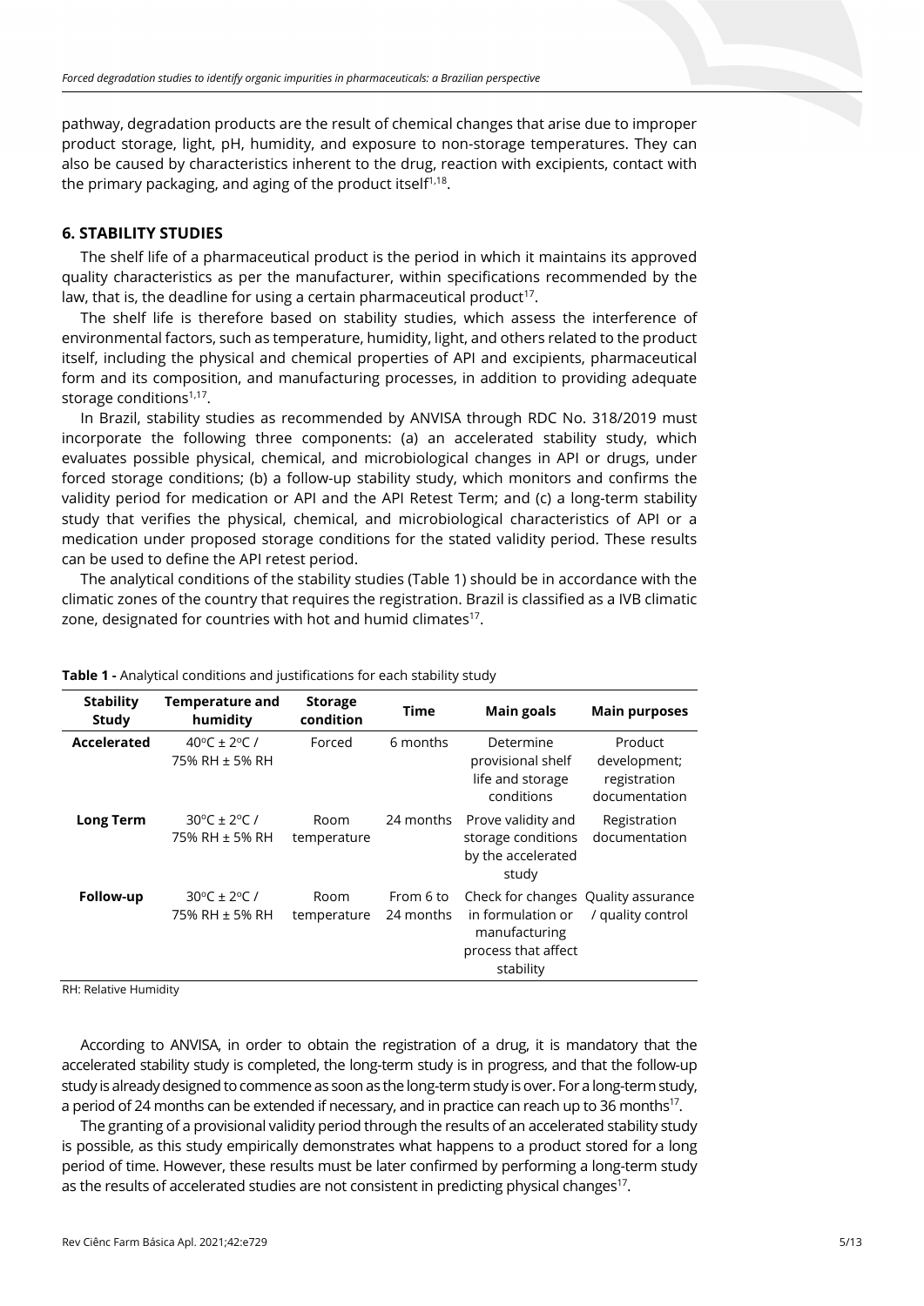pathway, degradation products are the result of chemical changes that arise due to improper product storage, light, pH, humidity, and exposure to non-storage temperatures. They can also be caused by characteristics inherent to the drug, reaction with excipients, contact with the primary packaging, and aging of the product itself[1,18].

## 6. STABILITY STUDIES

The shelf life of a pharmaceutical product is the period in which it maintains its approved quality characteristics as per the manufacturer, within specifications recommended by the law, that is, the deadline for using a certain pharmaceutical product[17].

The shelf life is therefore based on stability studies, which assess the interference of environmental factors, such as temperature, humidity, light, and others related to the product itself, including the physical and chemical properties of API and excipients, pharmaceutical form and its composition, and manufacturing processes, in addition to providing adequate storage conditions[1,17].

In Brazil, stability studies as recommended by ANVISA through RDC No. 318/2019 must incorporate the following three components: (a) an accelerated stability study, which evaluates possible physical, chemical, and microbiological changes in API or drugs, under forced storage conditions; (b) a follow-up stability study, which monitors and confirms the validity period for medication or API and the API Retest Term; and (c) a long-term stability study that verifies the physical, chemical, and microbiological characteristics of API or a medication under proposed storage conditions for the stated validity period. These results can be used to define the API retest period.

The analytical conditions of the stability studies (Table 1) should be in accordance with the climatic zones of the country that requires the registration. Brazil is classified as a IVB climatic zone, designated for countries with hot and humid climates[17].

**Table 1 -** Analytical conditions and justifications for each stability study

| Stability Study | Temperature and humidity | Storage condition | Time | Main goals | Main purposes |
|---|---|---|---|---|---|
| **Accelerated** | 40ºC ± 2ºC / 75% RH ± 5% RH | Forced | 6 months | Determine provisional shelf life and storage conditions | Product development; registration documentation |
| **Long Term** | 30ºC ± 2ºC / 75% RH ± 5% RH | Room temperature | 24 months | Prove validity and storage conditions by the accelerated study | Registration documentation |
| **Follow-up** | 30ºC ± 2ºC / 75% RH ± 5% RH | Room temperature | From 6 to 24 months | Check for changes in formulation or manufacturing process that affect stability | Quality assurance / quality control |

RH: Relative Humidity

According to ANVISA, in order to obtain the registration of a drug, it is mandatory that the accelerated stability study is completed, the long-term study is in progress, and that the follow-up study is already designed to commence as soon as the long-term study is over. For a long-term study, a period of 24 months can be extended if necessary, and in practice can reach up to 36 months[17].

The granting of a provisional validity period through the results of an accelerated stability study is possible, as this study empirically demonstrates what happens to a product stored for a long period of time. However, these results must be later confirmed by performing a long-term study as the results of accelerated studies are not consistent in predicting physical changes[17].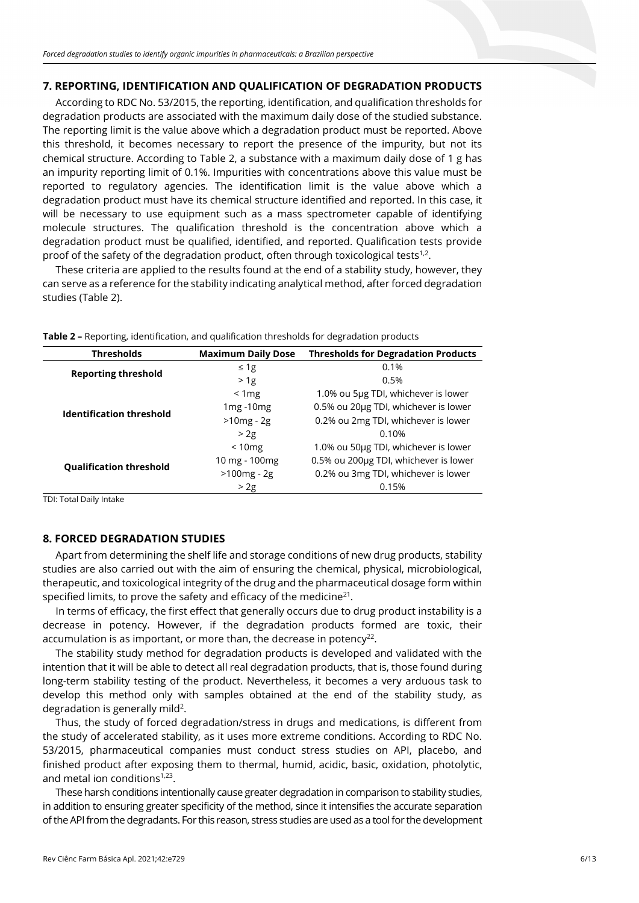## 7. REPORTING, IDENTIFICATION AND QUALIFICATION OF DEGRADATION PRODUCTS

According to RDC No. 53/2015, the reporting, identification, and qualification thresholds for degradation products are associated with the maximum daily dose of the studied substance. The reporting limit is the value above which a degradation product must be reported. Above this threshold, it becomes necessary to report the presence of the impurity, but not its chemical structure. According to Table 2, a substance with a maximum daily dose of 1 g has an impurity reporting limit of 0.1%. Impurities with concentrations above this value must be reported to regulatory agencies. The identification limit is the value above which a degradation product must have its chemical structure identified and reported. In this case, it will be necessary to use equipment such as a mass spectrometer capable of identifying molecule structures. The qualification threshold is the concentration above which a degradation product must be qualified, identified, and reported. Qualification tests provide proof of the safety of the degradation product, often through toxicological tests[1,2].

These criteria are applied to the results found at the end of a stability study, however, they can serve as a reference for the stability indicating analytical method, after forced degradation studies (Table 2).

**Table 2 –** Reporting, identification, and qualification thresholds for degradation products

| Thresholds | Maximum Daily Dose | Thresholds for Degradation Products |
|---|---|---|
| **Reporting threshold** | ≤ 1g | 0.1% |
| | > 1g | 0.5% |
| **Identification threshold** | < 1mg | 1.0% ou 5μg TDI, whichever is lower |
| | 1mg -10mg | 0.5% ou 20μg TDI, whichever is lower |
| | >10mg - 2g | 0.2% ou 2mg TDI, whichever is lower |
| | > 2g | 0.10% |
| **Qualification threshold** | < 10mg | 1.0% ou 50μg TDI, whichever is lower |
| | 10 mg - 100mg | 0.5% ou 200μg TDI, whichever is lower |
| | >100mg - 2g | 0.2% ou 3mg TDI, whichever is lower |
| | > 2g | 0.15% |

TDI: Total Daily Intake

## 8. FORCED DEGRADATION STUDIES

Apart from determining the shelf life and storage conditions of new drug products, stability studies are also carried out with the aim of ensuring the chemical, physical, microbiological, therapeutic, and toxicological integrity of the drug and the pharmaceutical dosage form within specified limits, to prove the safety and efficacy of the medicine[21].

In terms of efficacy, the first effect that generally occurs due to drug product instability is a decrease in potency. However, if the degradation products formed are toxic, their accumulation is as important, or more than, the decrease in potency[22].

The stability study method for degradation products is developed and validated with the intention that it will be able to detect all real degradation products, that is, those found during long-term stability testing of the product. Nevertheless, it becomes a very arduous task to develop this method only with samples obtained at the end of the stability study, as degradation is generally mild[2].

Thus, the study of forced degradation/stress in drugs and medications, is different from the study of accelerated stability, as it uses more extreme conditions. According to RDC No. 53/2015, pharmaceutical companies must conduct stress studies on API, placebo, and finished product after exposing them to thermal, humid, acidic, basic, oxidation, photolytic, and metal ion conditions[1,23].

These harsh conditions intentionally cause greater degradation in comparison to stability studies, in addition to ensuring greater specificity of the method, since it intensifies the accurate separation of the API from the degradants. For this reason, stress studies are used as a tool for the development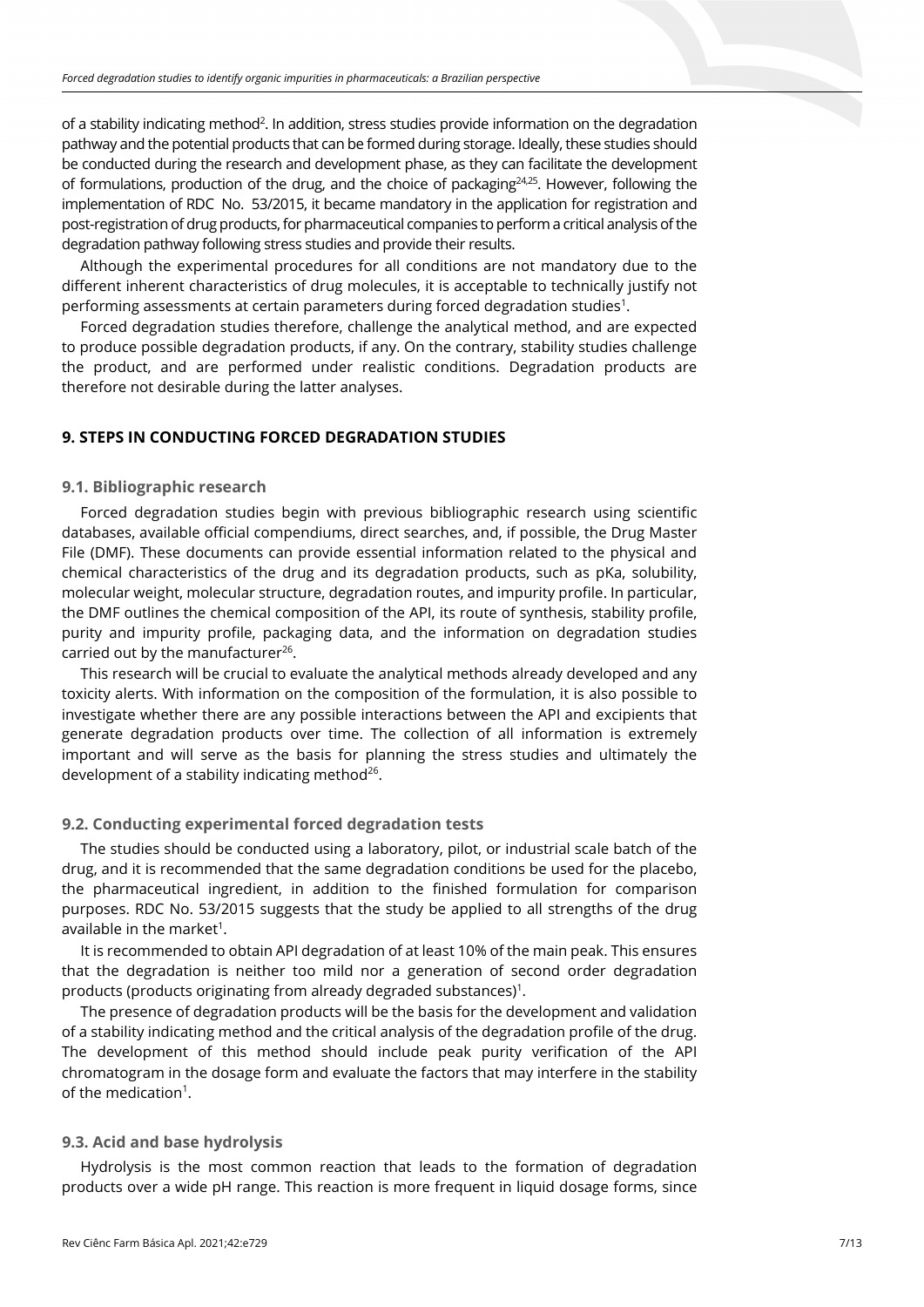of a stability indicating method[2]. In addition, stress studies provide information on the degradation pathway and the potential products that can be formed during storage. Ideally, these studies should be conducted during the research and development phase, as they can facilitate the development of formulations, production of the drug, and the choice of packaging[24,25]. However, following the implementation of RDC No. 53/2015, it became mandatory in the application for registration and post-registration of drug products, for pharmaceutical companies to perform a critical analysis of the degradation pathway following stress studies and provide their results.

Although the experimental procedures for all conditions are not mandatory due to the different inherent characteristics of drug molecules, it is acceptable to technically justify not performing assessments at certain parameters during forced degradation studies[1].

Forced degradation studies therefore, challenge the analytical method, and are expected to produce possible degradation products, if any. On the contrary, stability studies challenge the product, and are performed under realistic conditions. Degradation products are therefore not desirable during the latter analyses.

## 9. STEPS IN CONDUCTING FORCED DEGRADATION STUDIES

### 9.1. Bibliographic research

Forced degradation studies begin with previous bibliographic research using scientific databases, available official compendiums, direct searches, and, if possible, the Drug Master File (DMF). These documents can provide essential information related to the physical and chemical characteristics of the drug and its degradation products, such as pKa, solubility, molecular weight, molecular structure, degradation routes, and impurity profile. In particular, the DMF outlines the chemical composition of the API, its route of synthesis, stability profile, purity and impurity profile, packaging data, and the information on degradation studies carried out by the manufacturer[26].

This research will be crucial to evaluate the analytical methods already developed and any toxicity alerts. With information on the composition of the formulation, it is also possible to investigate whether there are any possible interactions between the API and excipients that generate degradation products over time. The collection of all information is extremely important and will serve as the basis for planning the stress studies and ultimately the development of a stability indicating method[26].

### 9.2. Conducting experimental forced degradation tests

The studies should be conducted using a laboratory, pilot, or industrial scale batch of the drug, and it is recommended that the same degradation conditions be used for the placebo, the pharmaceutical ingredient, in addition to the finished formulation for comparison purposes. RDC No. 53/2015 suggests that the study be applied to all strengths of the drug available in the market[1].

It is recommended to obtain API degradation of at least 10% of the main peak. This ensures that the degradation is neither too mild nor a generation of second order degradation products (products originating from already degraded substances)[1].

The presence of degradation products will be the basis for the development and validation of a stability indicating method and the critical analysis of the degradation profile of the drug. The development of this method should include peak purity verification of the API chromatogram in the dosage form and evaluate the factors that may interfere in the stability of the medication[1].

### 9.3. Acid and base hydrolysis

Hydrolysis is the most common reaction that leads to the formation of degradation products over a wide pH range. This reaction is more frequent in liquid dosage forms, since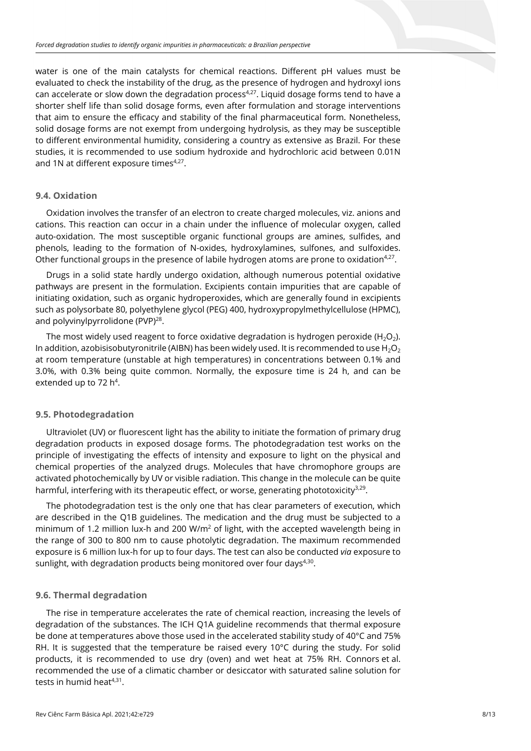water is one of the main catalysts for chemical reactions. Different pH values must be evaluated to check the instability of the drug, as the presence of hydrogen and hydroxyl ions can accelerate or slow down the degradation process[4,27]. Liquid dosage forms tend to have a shorter shelf life than solid dosage forms, even after formulation and storage interventions that aim to ensure the efficacy and stability of the final pharmaceutical form. Nonetheless, solid dosage forms are not exempt from undergoing hydrolysis, as they may be susceptible to different environmental humidity, considering a country as extensive as Brazil. For these studies, it is recommended to use sodium hydroxide and hydrochloric acid between 0.01N and 1N at different exposure times[4,27].

### 9.4. Oxidation

Oxidation involves the transfer of an electron to create charged molecules, viz. anions and cations. This reaction can occur in a chain under the influence of molecular oxygen, called auto-oxidation. The most susceptible organic functional groups are amines, sulfides, and phenols, leading to the formation of N-oxides, hydroxylamines, sulfones, and sulfoxides. Other functional groups in the presence of labile hydrogen atoms are prone to oxidation[4,27].

Drugs in a solid state hardly undergo oxidation, although numerous potential oxidative pathways are present in the formulation. Excipients contain impurities that are capable of initiating oxidation, such as organic hydroperoxides, which are generally found in excipients such as polysorbate 80, polyethylene glycol (PEG) 400, hydroxypropylmethylcellulose (HPMC), and polyvinylpyrrolidone (PVP)[28].

The most widely used reagent to force oxidative degradation is hydrogen peroxide ($H_2O_2$). In addition, azobisisobutyronitrile (AIBN) has been widely used. It is recommended to use $H_2O_2$ at room temperature (unstable at high temperatures) in concentrations between 0.1% and 3.0%, with 0.3% being quite common. Normally, the exposure time is 24 h, and can be extended up to 72 h[4].

### 9.5. Photodegradation

Ultraviolet (UV) or fluorescent light has the ability to initiate the formation of primary drug degradation products in exposed dosage forms. The photodegradation test works on the principle of investigating the effects of intensity and exposure to light on the physical and chemical properties of the analyzed drugs. Molecules that have chromophore groups are activated photochemically by UV or visible radiation. This change in the molecule can be quite harmful, interfering with its therapeutic effect, or worse, generating phototoxicity[3,29].

The photodegradation test is the only one that has clear parameters of execution, which are described in the Q1B guidelines. The medication and the drug must be subjected to a minimum of 1.2 million lux-h and 200 W/$m^2$ of light, with the accepted wavelength being in the range of 300 to 800 nm to cause photolytic degradation. The maximum recommended exposure is 6 million lux-h for up to four days. The test can also be conducted *via* exposure to sunlight, with degradation products being monitored over four days[4,30].

### 9.6. Thermal degradation

The rise in temperature accelerates the rate of chemical reaction, increasing the levels of degradation of the substances. The ICH Q1A guideline recommends that thermal exposure be done at temperatures above those used in the accelerated stability study of 40°C and 75% RH. It is suggested that the temperature be raised every 10°C during the study. For solid products, it is recommended to use dry (oven) and wet heat at 75% RH. Connors et al. recommended the use of a climatic chamber or desiccator with saturated saline solution for tests in humid heat[4,31].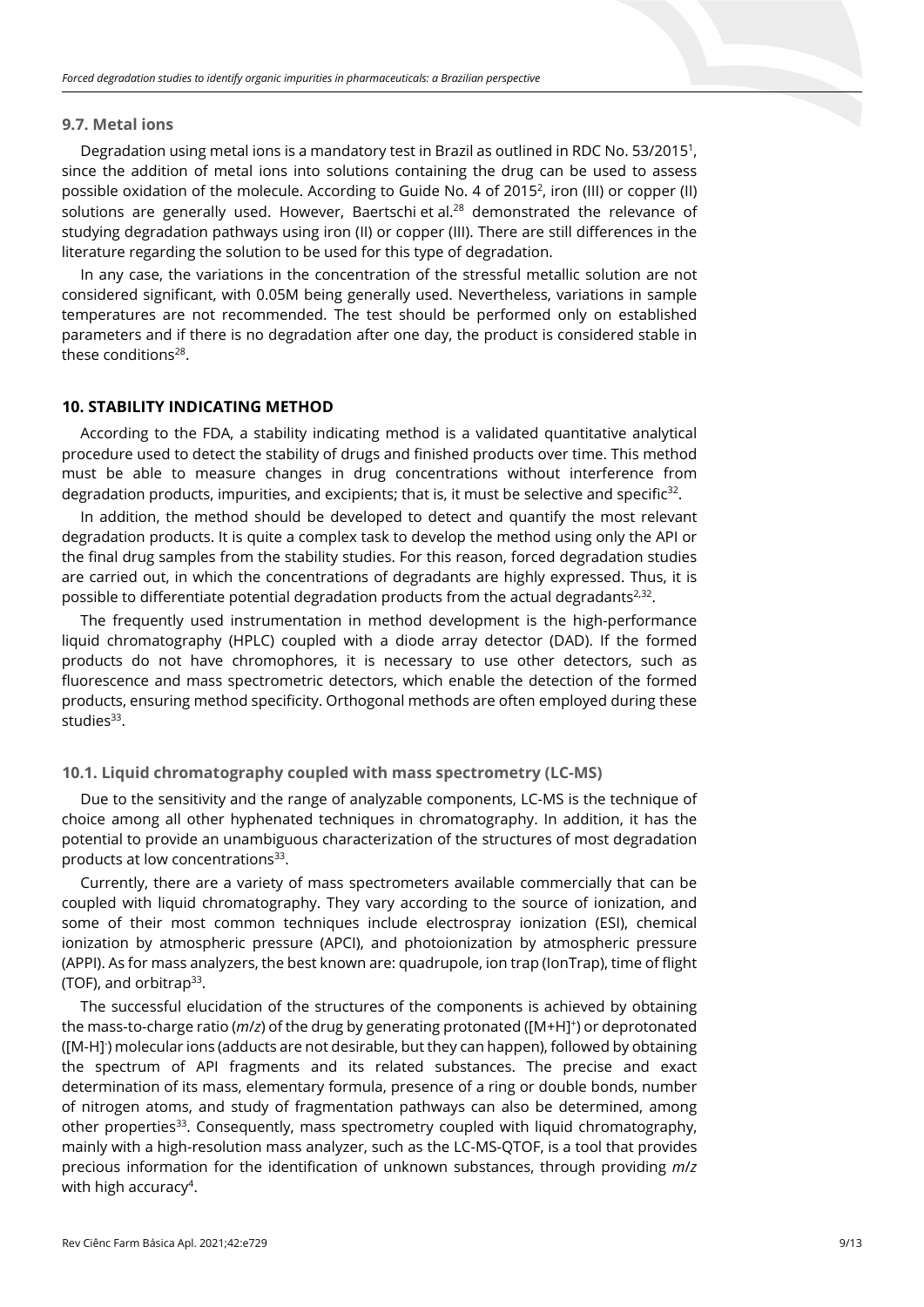### 9.7. Metal ions

Degradation using metal ions is a mandatory test in Brazil as outlined in RDC No. 53/2015[1], since the addition of metal ions into solutions containing the drug can be used to assess possible oxidation of the molecule. According to Guide No. 4 of 2015[2], iron (III) or copper (II) solutions are generally used. However, Baertschi et al.[28] demonstrated the relevance of studying degradation pathways using iron (II) or copper (III). There are still differences in the literature regarding the solution to be used for this type of degradation.

In any case, the variations in the concentration of the stressful metallic solution are not considered significant, with 0.05M being generally used. Nevertheless, variations in sample temperatures are not recommended. The test should be performed only on established parameters and if there is no degradation after one day, the product is considered stable in these conditions[28].

## 10. STABILITY INDICATING METHOD

According to the FDA, a stability indicating method is a validated quantitative analytical procedure used to detect the stability of drugs and finished products over time. This method must be able to measure changes in drug concentrations without interference from degradation products, impurities, and excipients; that is, it must be selective and specific[32].

In addition, the method should be developed to detect and quantify the most relevant degradation products. It is quite a complex task to develop the method using only the API or the final drug samples from the stability studies. For this reason, forced degradation studies are carried out, in which the concentrations of degradants are highly expressed. Thus, it is possible to differentiate potential degradation products from the actual degradants[2,32].

The frequently used instrumentation in method development is the high-performance liquid chromatography (HPLC) coupled with a diode array detector (DAD). If the formed products do not have chromophores, it is necessary to use other detectors, such as fluorescence and mass spectrometric detectors, which enable the detection of the formed products, ensuring method specificity. Orthogonal methods are often employed during these studies[33].

### 10.1. Liquid chromatography coupled with mass spectrometry (LC-MS)

Due to the sensitivity and the range of analyzable components, LC-MS is the technique of choice among all other hyphenated techniques in chromatography. In addition, it has the potential to provide an unambiguous characterization of the structures of most degradation products at low concentrations[33].

Currently, there are a variety of mass spectrometers available commercially that can be coupled with liquid chromatography. They vary according to the source of ionization, and some of their most common techniques include electrospray ionization (ESI), chemical ionization by atmospheric pressure (APCI), and photoionization by atmospheric pressure (APPI). As for mass analyzers, the best known are: quadrupole, ion trap (IonTrap), time of flight (TOF), and orbitrap[33].

The successful elucidation of the structures of the components is achieved by obtaining the mass-to-charge ratio (*m/z*) of the drug by generating protonated ($[M+H]^+$) or deprotonated ($[M-H]^-$) molecular ions (adducts are not desirable, but they can happen), followed by obtaining the spectrum of API fragments and its related substances. The precise and exact determination of its mass, elementary formula, presence of a ring or double bonds, number of nitrogen atoms, and study of fragmentation pathways can also be determined, among other properties[33]. Consequently, mass spectrometry coupled with liquid chromatography, mainly with a high-resolution mass analyzer, such as the LC-MS-QTOF, is a tool that provides precious information for the identification of unknown substances, through providing *m/z* with high accuracy[4].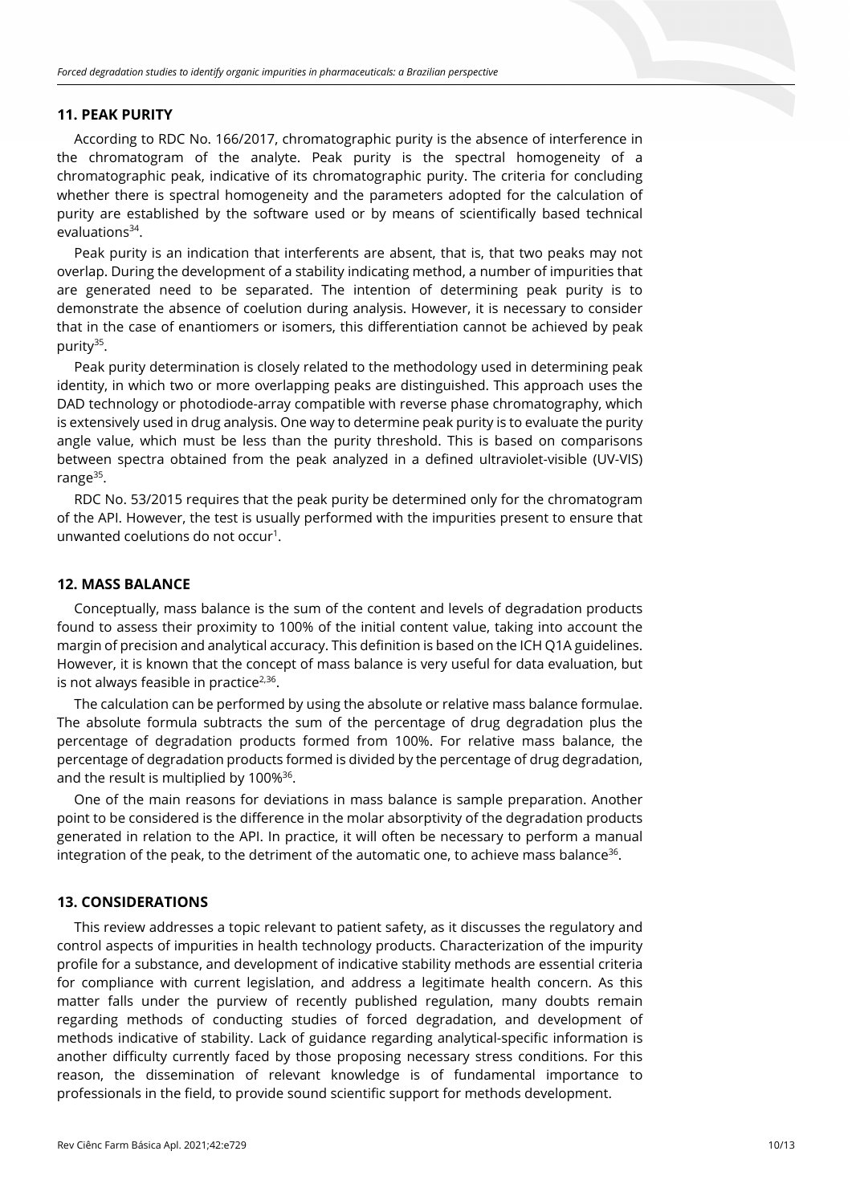## 11. PEAK PURITY

According to RDC No. 166/2017, chromatographic purity is the absence of interference in the chromatogram of the analyte. Peak purity is the spectral homogeneity of a chromatographic peak, indicative of its chromatographic purity. The criteria for concluding whether there is spectral homogeneity and the parameters adopted for the calculation of purity are established by the software used or by means of scientifically based technical evaluations[34].

Peak purity is an indication that interferents are absent, that is, that two peaks may not overlap. During the development of a stability indicating method, a number of impurities that are generated need to be separated. The intention of determining peak purity is to demonstrate the absence of coelution during analysis. However, it is necessary to consider that in the case of enantiomers or isomers, this differentiation cannot be achieved by peak purity[35].

Peak purity determination is closely related to the methodology used in determining peak identity, in which two or more overlapping peaks are distinguished. This approach uses the DAD technology or photodiode-array compatible with reverse phase chromatography, which is extensively used in drug analysis. One way to determine peak purity is to evaluate the purity angle value, which must be less than the purity threshold. This is based on comparisons between spectra obtained from the peak analyzed in a defined ultraviolet-visible (UV-VIS) range[35].

RDC No. 53/2015 requires that the peak purity be determined only for the chromatogram of the API. However, the test is usually performed with the impurities present to ensure that unwanted coelutions do not occur[1].

## 12. MASS BALANCE

Conceptually, mass balance is the sum of the content and levels of degradation products found to assess their proximity to 100% of the initial content value, taking into account the margin of precision and analytical accuracy. This definition is based on the ICH Q1A guidelines. However, it is known that the concept of mass balance is very useful for data evaluation, but is not always feasible in practice[2,36].

The calculation can be performed by using the absolute or relative mass balance formulae. The absolute formula subtracts the sum of the percentage of drug degradation plus the percentage of degradation products formed from 100%. For relative mass balance, the percentage of degradation products formed is divided by the percentage of drug degradation, and the result is multiplied by 100%[36].

One of the main reasons for deviations in mass balance is sample preparation. Another point to be considered is the difference in the molar absorptivity of the degradation products generated in relation to the API. In practice, it will often be necessary to perform a manual integration of the peak, to the detriment of the automatic one, to achieve mass balance[36].

## 13. CONSIDERATIONS

This review addresses a topic relevant to patient safety, as it discusses the regulatory and control aspects of impurities in health technology products. Characterization of the impurity profile for a substance, and development of indicative stability methods are essential criteria for compliance with current legislation, and address a legitimate health concern. As this matter falls under the purview of recently published regulation, many doubts remain regarding methods of conducting studies of forced degradation, and development of methods indicative of stability. Lack of guidance regarding analytical-specific information is another difficulty currently faced by those proposing necessary stress conditions. For this reason, the dissemination of relevant knowledge is of fundamental importance to professionals in the field, to provide sound scientific support for methods development.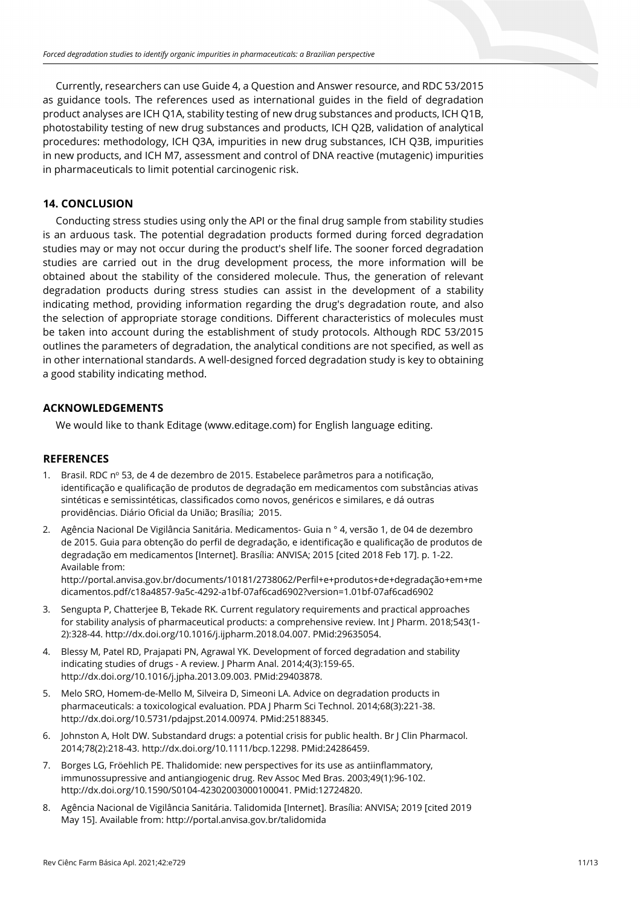Currently, researchers can use Guide 4, a Question and Answer resource, and RDC 53/2015 as guidance tools. The references used as international guides in the field of degradation product analyses are ICH Q1A, stability testing of new drug substances and products, ICH Q1B, photostability testing of new drug substances and products, ICH Q2B, validation of analytical procedures: methodology, ICH Q3A, impurities in new drug substances, ICH Q3B, impurities in new products, and ICH M7, assessment and control of DNA reactive (mutagenic) impurities in pharmaceuticals to limit potential carcinogenic risk.

## 14. CONCLUSION

Conducting stress studies using only the API or the final drug sample from stability studies is an arduous task. The potential degradation products formed during forced degradation studies may or may not occur during the product's shelf life. The sooner forced degradation studies are carried out in the drug development process, the more information will be obtained about the stability of the considered molecule. Thus, the generation of relevant degradation products during stress studies can assist in the development of a stability indicating method, providing information regarding the drug's degradation route, and also the selection of appropriate storage conditions. Different characteristics of molecules must be taken into account during the establishment of study protocols. Although RDC 53/2015 outlines the parameters of degradation, the analytical conditions are not specified, as well as in other international standards. A well-designed forced degradation study is key to obtaining a good stability indicating method.

## ACKNOWLEDGEMENTS

We would like to thank Editage (www.editage.com) for English language editing.

## REFERENCES

1. Brasil. RDC nº 53, de 4 de dezembro de 2015. Estabelece parâmetros para a notificação, identificação e qualificação de produtos de degradação em medicamentos com substâncias ativas sintéticas e semissintéticas, classificados como novos, genéricos e similares, e dá outras providências. Diário Oficial da União; Brasília; 2015.
2. Agência Nacional De Vigilância Sanitária. Medicamentos- Guia n ° 4, versão 1, de 04 de dezembro de 2015. Guia para obtenção do perfil de degradação, e identificação e qualificação de produtos de degradação em medicamentos [Internet]. Brasília: ANVISA; 2015 [cited 2018 Feb 17]. p. 1-22. Available from: http://portal.anvisa.gov.br/documents/10181/2738062/Perfil+e+produtos+de+degradação+em+medicamentos.pdf/c18a4857-9a5c-4292-a1bf-07af6cad6902?version=1.01bf-07af6cad6902
3. Sengupta P, Chatterjee B, Tekade RK. Current regulatory requirements and practical approaches for stability analysis of pharmaceutical products: a comprehensive review. Int J Pharm. 2018;543(1-2):328-44. http://dx.doi.org/10.1016/j.ijpharm.2018.04.007. PMid:29635054.
4. Blessy M, Patel RD, Prajapati PN, Agrawal YK. Development of forced degradation and stability indicating studies of drugs - A review. J Pharm Anal. 2014;4(3):159-65. http://dx.doi.org/10.1016/j.jpha.2013.09.003. PMid:29403878.
5. Melo SRO, Homem-de-Mello M, Silveira D, Simeoni LA. Advice on degradation products in pharmaceuticals: a toxicological evaluation. PDA J Pharm Sci Technol. 2014;68(3):221-38. http://dx.doi.org/10.5731/pdajpst.2014.00974. PMid:25188345.
6. Johnston A, Holt DW. Substandard drugs: a potential crisis for public health. Br J Clin Pharmacol. 2014;78(2):218-43. http://dx.doi.org/10.1111/bcp.12298. PMid:24286459.
7. Borges LG, Fröehlich PE. Thalidomide: new perspectives for its use as antiinflammatory, immunossupressive and antiangiogenic drug. Rev Assoc Med Bras. 2003;49(1):96-102. http://dx.doi.org/10.1590/S0104-42302003000100041. PMid:12724820.
8. Agência Nacional de Vigilância Sanitária. Talidomida [Internet]. Brasília: ANVISA; 2019 [cited 2019 May 15]. Available from: http://portal.anvisa.gov.br/talidomida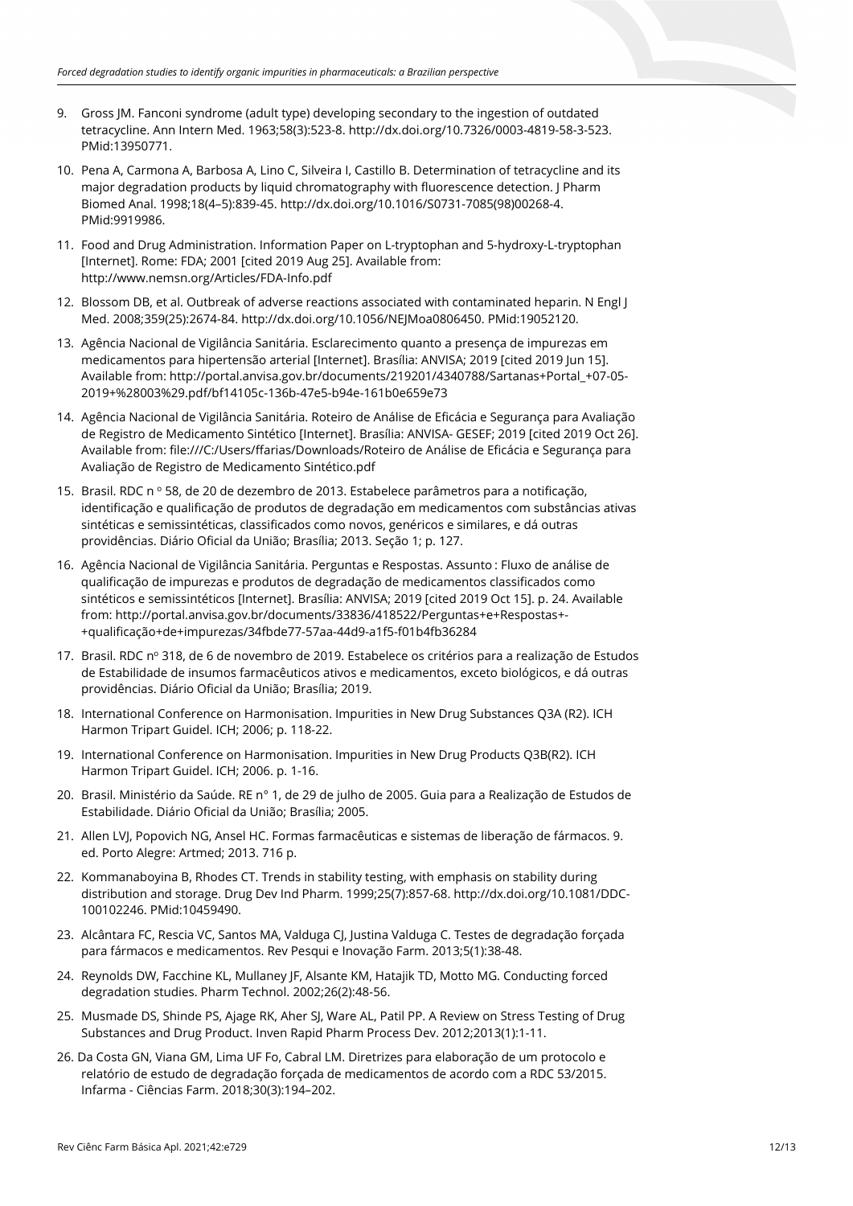9. Gross JM. Fanconi syndrome (adult type) developing secondary to the ingestion of outdated tetracycline. Ann Intern Med. 1963;58(3):523-8. http://dx.doi.org/10.7326/0003-4819-58-3-523. PMid:13950771.
10. Pena A, Carmona A, Barbosa A, Lino C, Silveira I, Castillo B. Determination of tetracycline and its major degradation products by liquid chromatography with fluorescence detection. J Pharm Biomed Anal. 1998;18(4–5):839-45. http://dx.doi.org/10.1016/S0731-7085(98)00268-4. PMid:9919986.
11. Food and Drug Administration. Information Paper on L-tryptophan and 5-hydroxy-L-tryptophan [Internet]. Rome: FDA; 2001 [cited 2019 Aug 25]. Available from: http://www.nemsn.org/Articles/FDA-Info.pdf
12. Blossom DB, et al. Outbreak of adverse reactions associated with contaminated heparin. N Engl J Med. 2008;359(25):2674-84. http://dx.doi.org/10.1056/NEJMoa0806450. PMid:19052120.
13. Agência Nacional de Vigilância Sanitária. Esclarecimento quanto a presença de impurezas em medicamentos para hipertensão arterial [Internet]. Brasília: ANVISA; 2019 [cited 2019 Jun 15]. Available from: http://portal.anvisa.gov.br/documents/219201/4340788/Sartanas+Portal_+07-05-2019+%28003%29.pdf/bf14105c-136b-47e5-b94e-161b0e659e73
14. Agência Nacional de Vigilância Sanitária. Roteiro de Análise de Eficácia e Segurança para Avaliação de Registro de Medicamento Sintético [Internet]. Brasília: ANVISA- GESEF; 2019 [cited 2019 Oct 26]. Available from: file:///C:/Users/ffarias/Downloads/Roteiro de Análise de Eficácia e Segurança para Avaliação de Registro de Medicamento Sintético.pdf
15. Brasil. RDC n º 58, de 20 de dezembro de 2013. Estabelece parâmetros para a notificação, identificação e qualificação de produtos de degradação em medicamentos com substâncias ativas sintéticas e semissintéticas, classificados como novos, genéricos e similares, e dá outras providências. Diário Oficial da União; Brasília; 2013. Seção 1; p. 127.
16. Agência Nacional de Vigilância Sanitária. Perguntas e Respostas. Assunto : Fluxo de análise de qualificação de impurezas e produtos de degradação de medicamentos classificados como sintéticos e semissintéticos [Internet]. Brasília: ANVISA; 2019 [cited 2019 Oct 15]. p. 24. Available from: http://portal.anvisa.gov.br/documents/33836/418522/Perguntas+e+Respostas+-+qualificação+de+impurezas/34fbde77-57aa-44d9-a1f5-f01b4fb36284
17. Brasil. RDC nº 318, de 6 de novembro de 2019. Estabelece os critérios para a realização de Estudos de Estabilidade de insumos farmacêuticos ativos e medicamentos, exceto biológicos, e dá outras providências. Diário Oficial da União; Brasília; 2019.
18. International Conference on Harmonisation. Impurities in New Drug Substances Q3A (R2). ICH Harmon Tripart Guidel. ICH; 2006; p. 118-22.
19. International Conference on Harmonisation. Impurities in New Drug Products Q3B(R2). ICH Harmon Tripart Guidel. ICH; 2006. p. 1-16.
20. Brasil. Ministério da Saúde. RE n° 1, de 29 de julho de 2005. Guia para a Realização de Estudos de Estabilidade. Diário Oficial da União; Brasília; 2005.
21. Allen LVJ, Popovich NG, Ansel HC. Formas farmacêuticas e sistemas de liberação de fármacos. 9. ed. Porto Alegre: Artmed; 2013. 716 p.
22. Kommanaboyina B, Rhodes CT. Trends in stability testing, with emphasis on stability during distribution and storage. Drug Dev Ind Pharm. 1999;25(7):857-68. http://dx.doi.org/10.1081/DDC-100102246. PMid:10459490.
23. Alcântara FC, Rescia VC, Santos MA, Valduga CJ, Justina Valduga C. Testes de degradação forçada para fármacos e medicamentos. Rev Pesqui e Inovação Farm. 2013;5(1):38-48.
24. Reynolds DW, Facchine KL, Mullaney JF, Alsante KM, Hatajik TD, Motto MG. Conducting forced degradation studies. Pharm Technol. 2002;26(2):48-56.
25. Musmade DS, Shinde PS, Ajage RK, Aher SJ, Ware AL, Patil PP. A Review on Stress Testing of Drug Substances and Drug Product. Inven Rapid Pharm Process Dev. 2012;2013(1):1-11.
26. Da Costa GN, Viana GM, Lima UF Fo, Cabral LM. Diretrizes para elaboração de um protocolo e relatório de estudo de degradação forçada de medicamentos de acordo com a RDC 53/2015. Infarma - Ciências Farm. 2018;30(3):194–202.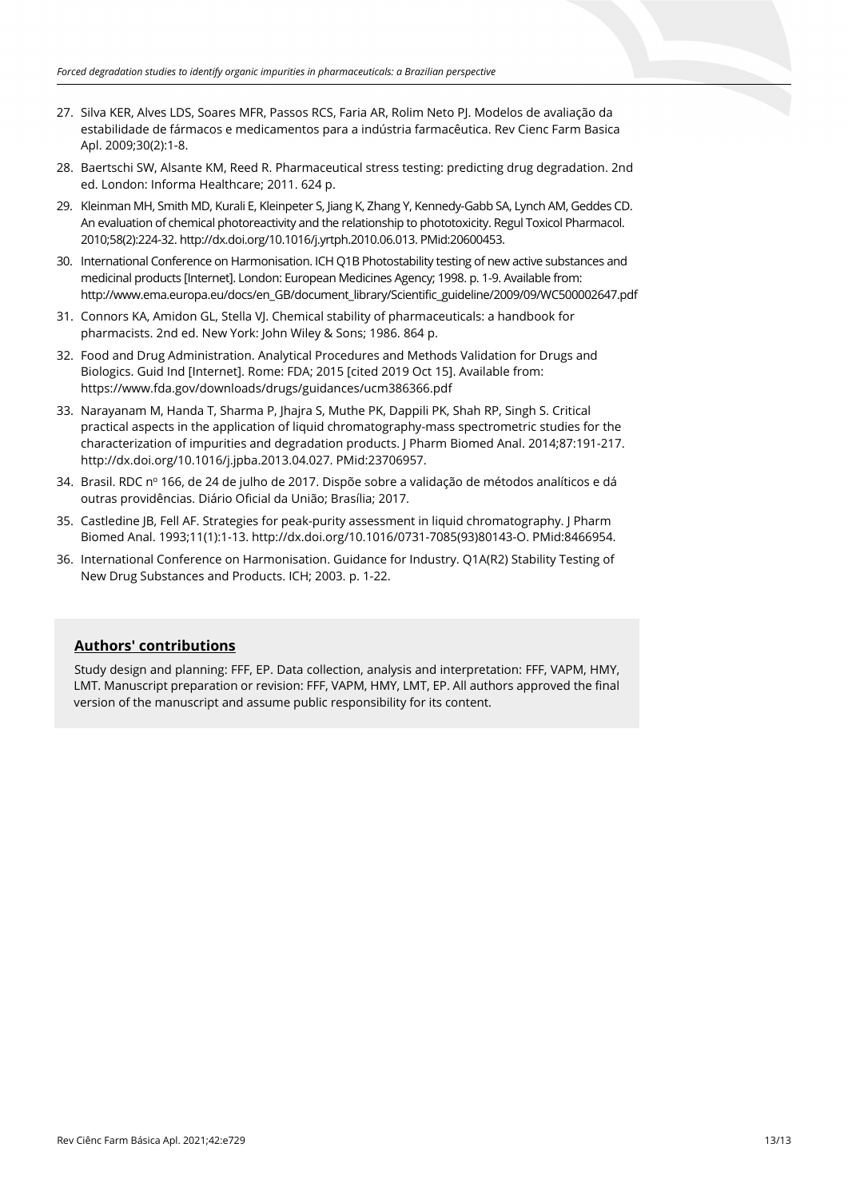27. Silva KER, Alves LDS, Soares MFR, Passos RCS, Faria AR, Rolim Neto PJ. Modelos de avaliação da estabilidade de fármacos e medicamentos para a indústria farmacêutica. Rev Cienc Farm Basica Apl. 2009;30(2):1-8.
28. Baertschi SW, Alsante KM, Reed R. Pharmaceutical stress testing: predicting drug degradation. 2nd ed. London: Informa Healthcare; 2011. 624 p.
29. Kleinman MH, Smith MD, Kurali E, Kleinpeter S, Jiang K, Zhang Y, Kennedy-Gabb SA, Lynch AM, Geddes CD. An evaluation of chemical photoreactivity and the relationship to phototoxicity. Regul Toxicol Pharmacol. 2010;58(2):224-32. http://dx.doi.org/10.1016/j.yrtph.2010.06.013. PMid:20600453.
30. International Conference on Harmonisation. ICH Q1B Photostability testing of new active substances and medicinal products [Internet]. London: European Medicines Agency; 1998. p. 1-9. Available from: http://www.ema.europa.eu/docs/en_GB/document_library/Scientific_guideline/2009/09/WC500002647.pdf
31. Connors KA, Amidon GL, Stella VJ. Chemical stability of pharmaceuticals: a handbook for pharmacists. 2nd ed. New York: John Wiley & Sons; 1986. 864 p.
32. Food and Drug Administration. Analytical Procedures and Methods Validation for Drugs and Biologics. Guid Ind [Internet]. Rome: FDA; 2015 [cited 2019 Oct 15]. Available from: https://www.fda.gov/downloads/drugs/guidances/ucm386366.pdf
33. Narayanam M, Handa T, Sharma P, Jhajra S, Muthe PK, Dappili PK, Shah RP, Singh S. Critical practical aspects in the application of liquid chromatography-mass spectrometric studies for the characterization of impurities and degradation products. J Pharm Biomed Anal. 2014;87:191-217. http://dx.doi.org/10.1016/j.jpba.2013.04.027. PMid:23706957.
34. Brasil. RDC nº 166, de 24 de julho de 2017. Dispõe sobre a validação de métodos analíticos e dá outras providências. Diário Oficial da União; Brasília; 2017.
35. Castledine JB, Fell AF. Strategies for peak-purity assessment in liquid chromatography. J Pharm Biomed Anal. 1993;11(1):1-13. http://dx.doi.org/10.1016/0731-7085(93)80143-O. PMid:8466954.
36. International Conference on Harmonisation. Guidance for Industry. Q1A(R2) Stability Testing of New Drug Substances and Products. ICH; 2003. p. 1-22.

## Authors' contributions

Study design and planning: FFF, EP. Data collection, analysis and interpretation: FFF, VAPM, HMY, LMT. Manuscript preparation or revision: FFF, VAPM, HMY, LMT, EP. All authors approved the final version of the manuscript and assume public responsibility for its content.